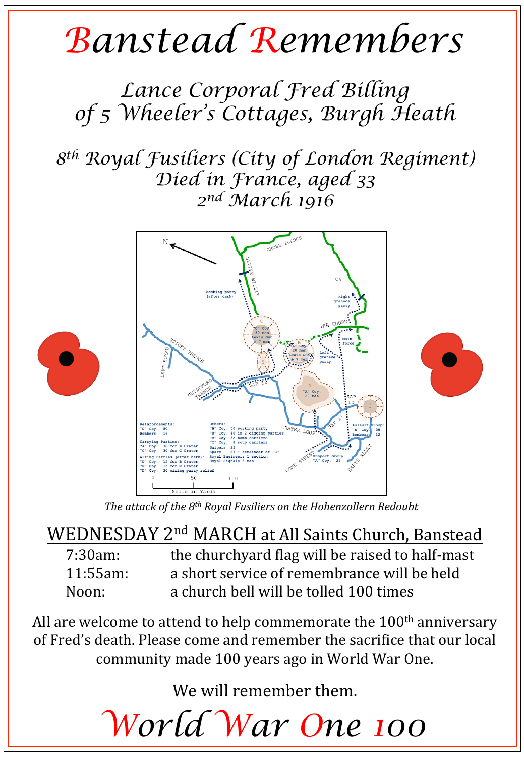# Banstead Remembers

## Lance Corporal Fred Billing of 5 Wheeler's Cottages, Burgh Heath

### 8th Royal Fusiliers (City of London Regiment)
### Died in France, aged 33
### 2nd March 1916

*The attack of the 8th Royal Fusiliers on the Hohenzollern Redoubt*

## WEDNESDAY 2nd MARCH at All Saints Church, Banstead

| | |
|---|---|
| 7:30am: | the churchyard flag will be raised to half-mast |
| 11:55am: | a short service of remembrance will be held |
| Noon: | a church bell will be tolled 100 times |

All are welcome to attend to help commemorate the 100th anniversary of Fred's death. Please come and remember the sacrifice that our local community made 100 years ago in World War One.

We will remember them.

# World War One 100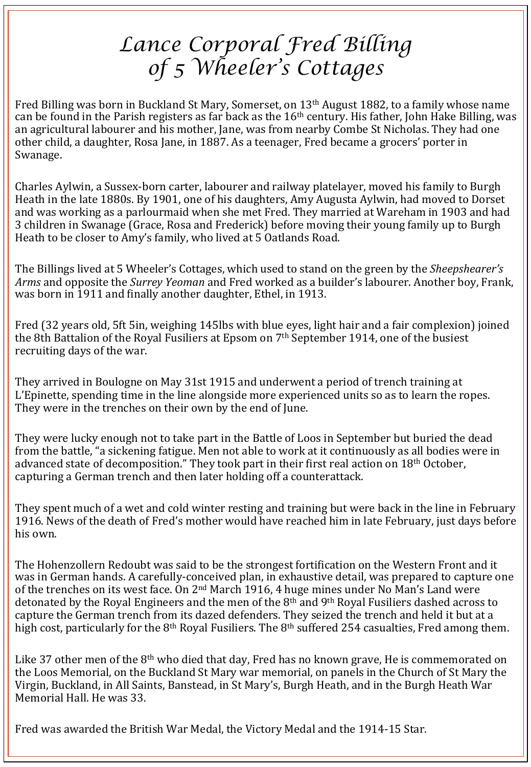# *Lance Corporal Fred Billing of 5 Wheeler's Cottages*

Fred Billing was born in Buckland St Mary, Somerset, on 13th August 1882, to a family whose name can be found in the Parish registers as far back as the 16th century. His father, John Hake Billing, was an agricultural labourer and his mother, Jane, was from nearby Combe St Nicholas. They had one other child, a daughter, Rosa Jane, in 1887. As a teenager, Fred became a grocers' porter in Swanage.

Charles Aylwin, a Sussex-born carter, labourer and railway platelayer, moved his family to Burgh Heath in the late 1880s. By 1901, one of his daughters, Amy Augusta Aylwin, had moved to Dorset and was working as a parlourmaid when she met Fred. They married at Wareham in 1903 and had 3 children in Swanage (Grace, Rosa and Frederick) before moving their young family up to Burgh Heath to be closer to Amy's family, who lived at 5 Oatlands Road.

The Billings lived at 5 Wheeler's Cottages, which used to stand on the green by the *Sheepshearer's Arms* and opposite the *Surrey Yeoman* and Fred worked as a builder's labourer. Another boy, Frank, was born in 1911 and finally another daughter, Ethel, in 1913.

Fred (32 years old, 5ft 5in, weighing 145lbs with blue eyes, light hair and a fair complexion) joined the 8th Battalion of the Royal Fusiliers at Epsom on 7th September 1914, one of the busiest recruiting days of the war.

They arrived in Boulogne on May 31st 1915 and underwent a period of trench training at L'Epinette, spending time in the line alongside more experienced units so as to learn the ropes. They were in the trenches on their own by the end of June.

They were lucky enough not to take part in the Battle of Loos in September but buried the dead from the battle, "a sickening fatigue. Men not able to work at it continuously as all bodies were in advanced state of decomposition." They took part in their first real action on 18th October, capturing a German trench and then later holding off a counterattack.

They spent much of a wet and cold winter resting and training but were back in the line in February 1916. News of the death of Fred's mother would have reached him in late February, just days before his own.

The Hohenzollern Redoubt was said to be the strongest fortification on the Western Front and it was in German hands. A carefully-conceived plan, in exhaustive detail, was prepared to capture one of the trenches on its west face. On 2nd March 1916, 4 huge mines under No Man's Land were detonated by the Royal Engineers and the men of the 8th and 9th Royal Fusiliers dashed across to capture the German trench from its dazed defenders. They seized the trench and held it but at a high cost, particularly for the 8th Royal Fusiliers. The 8th suffered 254 casualties, Fred among them.

Like 37 other men of the 8th who died that day, Fred has no known grave, He is commemorated on the Loos Memorial, on the Buckland St Mary war memorial, on panels in the Church of St Mary the Virgin, Buckland, in All Saints, Banstead, in St Mary's, Burgh Heath, and in the Burgh Heath War Memorial Hall. He was 33.

Fred was awarded the British War Medal, the Victory Medal and the 1914-15 Star.